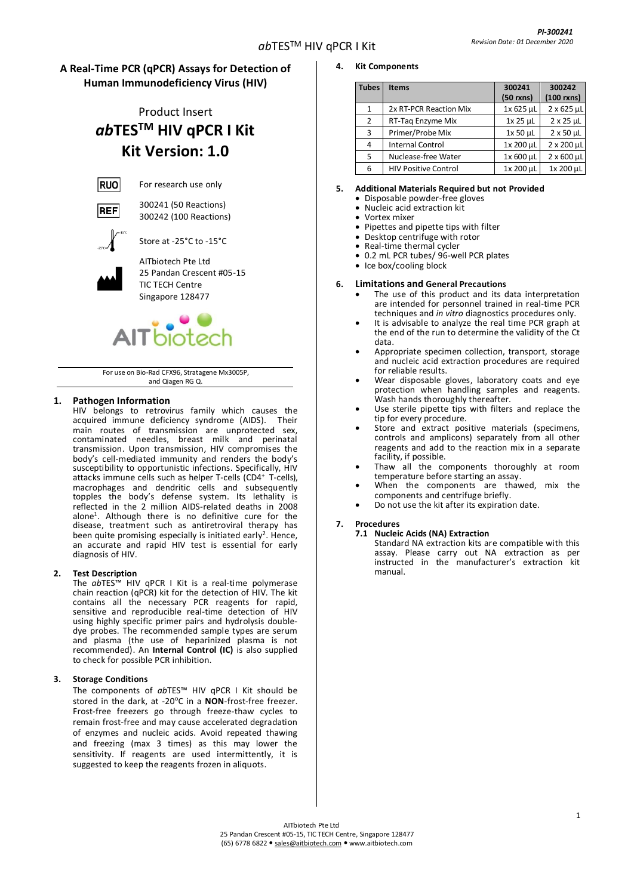# A Real-Time PCR (qPCR) Assays for Detection of Human Immunodeficiency Virus (HIV)

## Product Insert
## *ab*TES™ HIV qPCR I Kit
## Kit Version: 1.0

RUO — For research use only

REF — 300241 (50 Reactions)
300242 (100 Reactions)

Store at -25°C to -15°C

AITbiotech Pte Ltd
25 Pandan Crescent #05-15
TIC TECH Centre
Singapore 128477

For use on Bio-Rad CFX96, Stratagene Mx3005P, and Qiagen RG Q.

### 1. Pathogen Information

HIV belongs to retrovirus family which causes the acquired immune deficiency syndrome (AIDS). Their main routes of transmission are unprotected sex, contaminated needles, breast milk and perinatal transmission. Upon transmission, HIV compromises the body's cell-mediated immunity and renders the body's susceptibility to opportunistic infections. Specifically, HIV attacks immune cells such as helper T-cells ($CD4^+$ T-cells), macrophages and dendritic cells and subsequently topples the body's defense system. Its lethality is reflected in the 2 million AIDS-related deaths in 2008 alone[1]. Although there is no definitive cure for the disease, treatment such as antiretroviral therapy has been quite promising especially is initiated early[2]. Hence, an accurate and rapid HIV test is essential for early diagnosis of HIV.

### 2. Test Description

The *ab*TES™ HIV qPCR I Kit is a real-time polymerase chain reaction (qPCR) kit for the detection of HIV. The kit contains all the necessary PCR reagents for rapid, sensitive and reproducible real-time detection of HIV using highly specific primer pairs and hydrolysis double-dye probes. The recommended sample types are serum and plasma (the use of heparinized plasma is not recommended). An **Internal Control (IC)** is also supplied to check for possible PCR inhibition.

### 3. Storage Conditions

The components of *ab*TES™ HIV qPCR I Kit should be stored in the dark, at -20°C in a **NON**-frost-free freezer. Frost-free freezers go through freeze-thaw cycles to remain frost-free and may cause accelerated degradation of enzymes and nucleic acids. Avoid repeated thawing and freezing (max 3 times) as this may lower the sensitivity. If reagents are used intermittently, it is suggested to keep the reagents frozen in aliquots.

### 4. Kit Components

| Tubes | Items | 300241 (50 rxns) | 300242 (100 rxns) |
|---|---|---|---|
| 1 | 2x RT-PCR Reaction Mix | 1x 625 µL | 2 x 625 µL |
| 2 | RT-Taq Enzyme Mix | 1x 25 µL | 2 x 25 µL |
| 3 | Primer/Probe Mix | 1x 50 µL | 2 x 50 µL |
| 4 | Internal Control | 1x 200 µL | 2 x 200 µL |
| 5 | Nuclease-free Water | 1x 600 µL | 2 x 600 µL |
| 6 | HIV Positive Control | 1x 200 µL | 1x 200 µL |

### 5. Additional Materials Required but not Provided

- Disposable powder-free gloves
- Nucleic acid extraction kit
- Vortex mixer
- Pipettes and pipette tips with filter
- Desktop centrifuge with rotor
- Real-time thermal cycler
- 0.2 mL PCR tubes/ 96-well PCR plates
- Ice box/cooling block

### 6. Limitations and General Precautions

- The use of this product and its data interpretation are intended for personnel trained in real-time PCR techniques and *in vitro* diagnostics procedures only.
- It is advisable to analyze the real time PCR graph at the end of the run to determine the validity of the Ct data.
- Appropriate specimen collection, transport, storage and nucleic acid extraction procedures are required for reliable results.
- Wear disposable gloves, laboratory coats and eye protection when handling samples and reagents. Wash hands thoroughly thereafter.
- Use sterile pipette tips with filters and replace the tip for every procedure.
- Store and extract positive materials (specimens, controls and amplicons) separately from all other reagents and add to the reaction mix in a separate facility, if possible.
- Thaw all the components thoroughly at room temperature before starting an assay.
- When the components are thawed, mix the components and centrifuge briefly.
- Do not use the kit after its expiration date.

### 7. Procedures

#### 7.1 Nucleic Acids (NA) Extraction

Standard NA extraction kits are compatible with this assay. Please carry out NA extraction as per instructed in the manufacturer's extraction kit manual.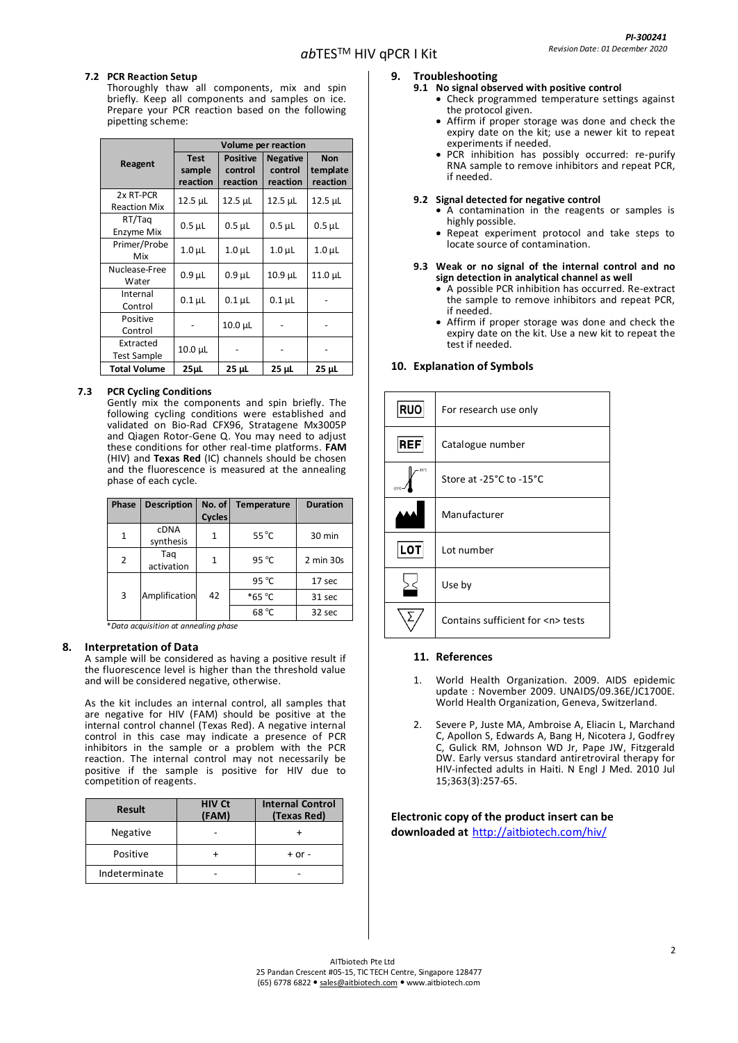### 7.2 PCR Reaction Setup

Thoroughly thaw all components, mix and spin briefly. Keep all components and samples on ice. Prepare your PCR reaction based on the following pipetting scheme:

| Reagent | Volume per reaction | | | |
|---|---|---|---|---|
| | Test sample reaction | Positive control reaction | Negative control reaction | Non template reaction |
| 2x RT-PCR Reaction Mix | 12.5 µL | 12.5 µL | 12.5 µL | 12.5 µL |
| RT/Taq Enzyme Mix | 0.5 µL | 0.5 µL | 0.5 µL | 0.5 µL |
| Primer/Probe Mix | 1.0 µL | 1.0 µL | 1.0 µL | 1.0 µL |
| Nuclease-Free Water | 0.9 µL | 0.9 µL | 10.9 µL | 11.0 µL |
| Internal Control | 0.1 µL | 0.1 µL | 0.1 µL | - |
| Positive Control | - | 10.0 µL | - | - |
| Extracted Test Sample | 10.0 µL | - | - | - |
| **Total Volume** | **25µL** | **25 µL** | **25 µL** | **25 µL** |

### 7.3 PCR Cycling Conditions

Gently mix the components and spin briefly. The following cycling conditions were established and validated on Bio-Rad CFX96, Stratagene Mx3005P and Qiagen Rotor-Gene Q. You may need to adjust these conditions for other real-time platforms. **FAM** (HIV) and **Texas Red** (IC) channels should be chosen and the fluorescence is measured at the annealing phase of each cycle.

| Phase | Description | No. of Cycles | Temperature | Duration |
|---|---|---|---|---|
| 1 | cDNA synthesis | 1 | 55 °C | 30 min |
| 2 | Taq activation | 1 | 95 °C | 2 min 30s |
| 3 | Amplification | 42 | 95 °C | 17 sec |
| | | | *65 °C | 31 sec |
| | | | 68 °C | 32 sec |

*\*Data acquisition at annealing phase*

## 8. Interpretation of Data

A sample will be considered as having a positive result if the fluorescence level is higher than the threshold value and will be considered negative, otherwise.

As the kit includes an internal control, all samples that are negative for HIV (FAM) should be positive at the internal control channel (Texas Red). A negative internal control in this case may indicate a presence of PCR inhibitors in the sample or a problem with the PCR reaction. The internal control may not necessarily be positive if the sample is positive for HIV due to competition of reagents.

| Result | HIV Ct (FAM) | Internal Control (Texas Red) |
|---|---|---|
| Negative | - | + |
| Positive | + | + or - |
| Indeterminate | - | - |

## 9. Troubleshooting

### 9.1 No signal observed with positive control

- Check programmed temperature settings against the protocol given.
- Affirm if proper storage was done and check the expiry date on the kit; use a newer kit to repeat experiments if needed.
- PCR inhibition has possibly occurred: re-purify RNA sample to remove inhibitors and repeat PCR, if needed.

### 9.2 Signal detected for negative control

- A contamination in the reagents or samples is highly possible.
- Repeat experiment protocol and take steps to locate source of contamination.

### 9.3 Weak or no signal of the internal control and no sign detection in analytical channel as well

- A possible PCR inhibition has occurred. Re-extract the sample to remove inhibitors and repeat PCR, if needed.
- Affirm if proper storage was done and check the expiry date on the kit. Use a new kit to repeat the test if needed.

## 10. Explanation of Symbols

| | |
|---|---|
| RUO | For research use only |
| REF | Catalogue number |
| -25°C / -15°C | Store at -25°C to -15°C |
| | Manufacturer |
| LOT | Lot number |
| | Use by |
| Σ | Contains sufficient for <n> tests |

## 11. References

1. World Health Organization. 2009. AIDS epidemic update : November 2009. UNAIDS/09.36E/JC1700E. World Health Organization, Geneva, Switzerland.
2. Severe P, Juste MA, Ambroise A, Eliacin L, Marchand C, Apollon S, Edwards A, Bang H, Nicotera J, Godfrey C, Gulick RM, Johnson WD Jr, Pape JW, Fitzgerald DW. Early versus standard antiretroviral therapy for HIV-infected adults in Haiti. N Engl J Med. 2010 Jul 15;363(3):257-65.

**Electronic copy of the product insert can be downloaded at** http://aitbiotech.com/hiv/

AITbiotech Pte Ltd
25 Pandan Crescent #05-15, TIC TECH Centre, Singapore 128477
(65) 6778 6822 • sales@aitbiotech.com • www.aitbiotech.com